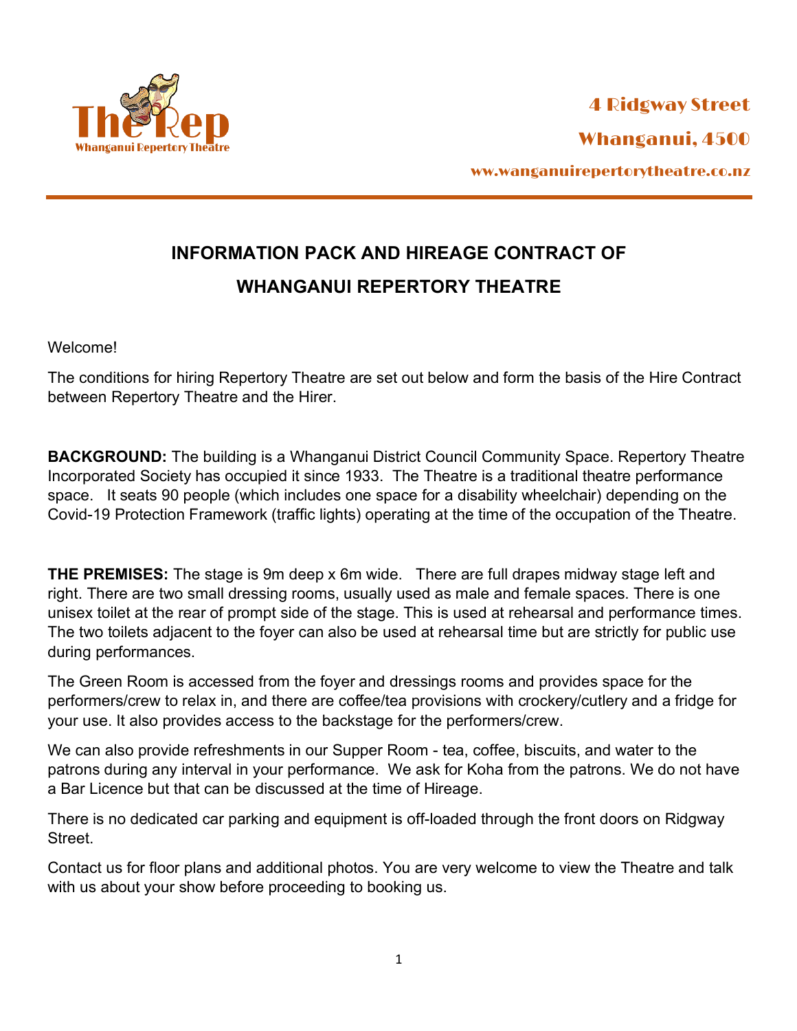The Rep
Whanganui Repertory Theatre

4 Ridgway Street

Whanganui, 4500

ww.wanganuirepertorytheatre.co.nz

# INFORMATION PACK AND HIREAGE CONTRACT OF WHANGANUI REPERTORY THEATRE

Welcome!

The conditions for hiring Repertory Theatre are set out below and form the basis of the Hire Contract between Repertory Theatre and the Hirer.

**BACKGROUND:** The building is a Whanganui District Council Community Space. Repertory Theatre Incorporated Society has occupied it since 1933. The Theatre is a traditional theatre performance space. It seats 90 people (which includes one space for a disability wheelchair) depending on the Covid-19 Protection Framework (traffic lights) operating at the time of the occupation of the Theatre.

**THE PREMISES:** The stage is 9m deep x 6m wide. There are full drapes midway stage left and right. There are two small dressing rooms, usually used as male and female spaces. There is one unisex toilet at the rear of prompt side of the stage. This is used at rehearsal and performance times. The two toilets adjacent to the foyer can also be used at rehearsal time but are strictly for public use during performances.

The Green Room is accessed from the foyer and dressings rooms and provides space for the performers/crew to relax in, and there are coffee/tea provisions with crockery/cutlery and a fridge for your use. It also provides access to the backstage for the performers/crew.

We can also provide refreshments in our Supper Room - tea, coffee, biscuits, and water to the patrons during any interval in your performance. We ask for Koha from the patrons. We do not have a Bar Licence but that can be discussed at the time of Hireage.

There is no dedicated car parking and equipment is off-loaded through the front doors on Ridgway Street.

Contact us for floor plans and additional photos. You are very welcome to view the Theatre and talk with us about your show before proceeding to booking us.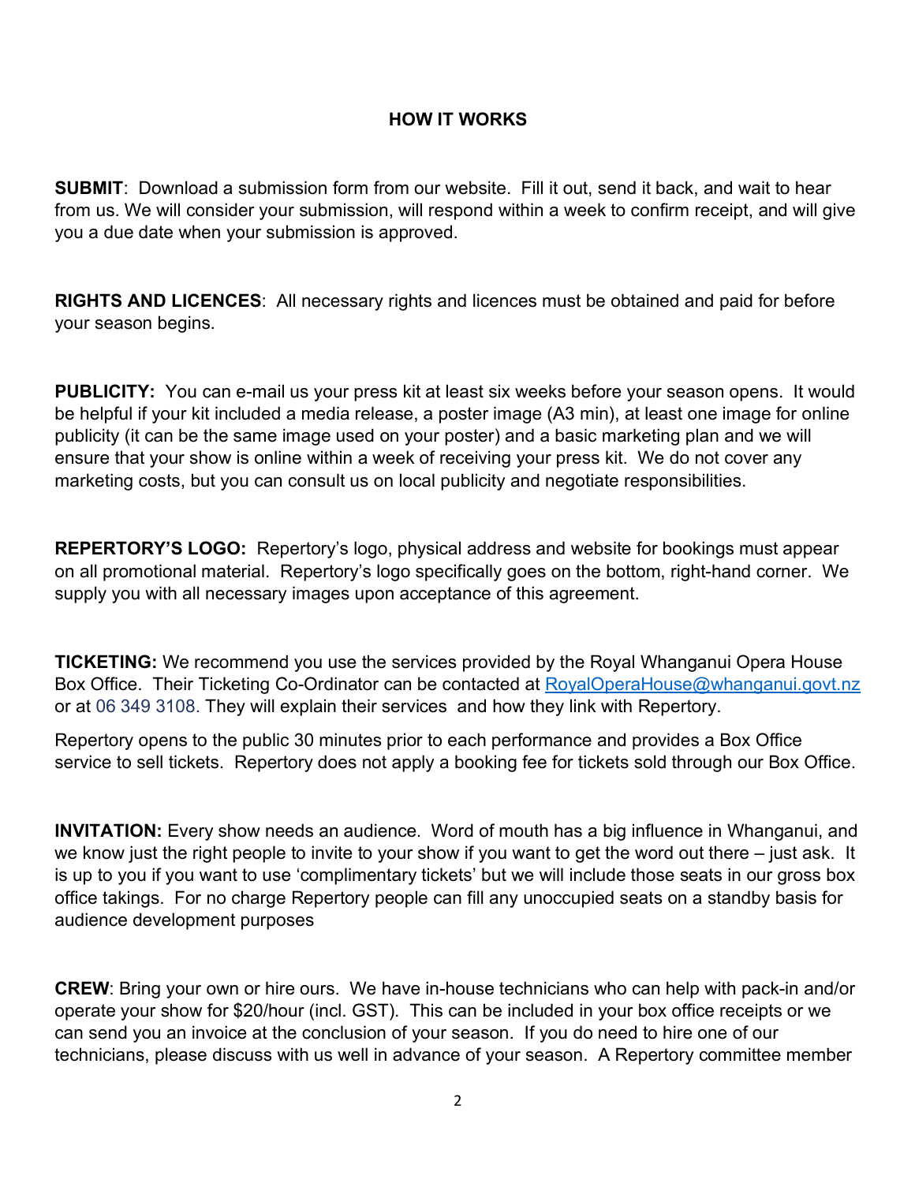## HOW IT WORKS

**SUBMIT**: Download a submission form from our website. Fill it out, send it back, and wait to hear from us. We will consider your submission, will respond within a week to confirm receipt, and will give you a due date when your submission is approved.

**RIGHTS AND LICENCES**: All necessary rights and licences must be obtained and paid for before your season begins.

**PUBLICITY:** You can e-mail us your press kit at least six weeks before your season opens. It would be helpful if your kit included a media release, a poster image (A3 min), at least one image for online publicity (it can be the same image used on your poster) and a basic marketing plan and we will ensure that your show is online within a week of receiving your press kit. We do not cover any marketing costs, but you can consult us on local publicity and negotiate responsibilities.

**REPERTORY'S LOGO:** Repertory's logo, physical address and website for bookings must appear on all promotional material. Repertory's logo specifically goes on the bottom, right-hand corner. We supply you with all necessary images upon acceptance of this agreement.

**TICKETING:** We recommend you use the services provided by the Royal Whanganui Opera House Box Office. Their Ticketing Co-Ordinator can be contacted at RoyalOperaHouse@whanganui.govt.nz or at 06 349 3108. They will explain their services and how they link with Repertory.

Repertory opens to the public 30 minutes prior to each performance and provides a Box Office service to sell tickets. Repertory does not apply a booking fee for tickets sold through our Box Office.

**INVITATION:** Every show needs an audience. Word of mouth has a big influence in Whanganui, and we know just the right people to invite to your show if you want to get the word out there – just ask. It is up to you if you want to use 'complimentary tickets' but we will include those seats in our gross box office takings. For no charge Repertory people can fill any unoccupied seats on a standby basis for audience development purposes

**CREW**: Bring your own or hire ours. We have in-house technicians who can help with pack-in and/or operate your show for $20/hour (incl. GST). This can be included in your box office receipts or we can send you an invoice at the conclusion of your season. If you do need to hire one of our technicians, please discuss with us well in advance of your season. A Repertory committee member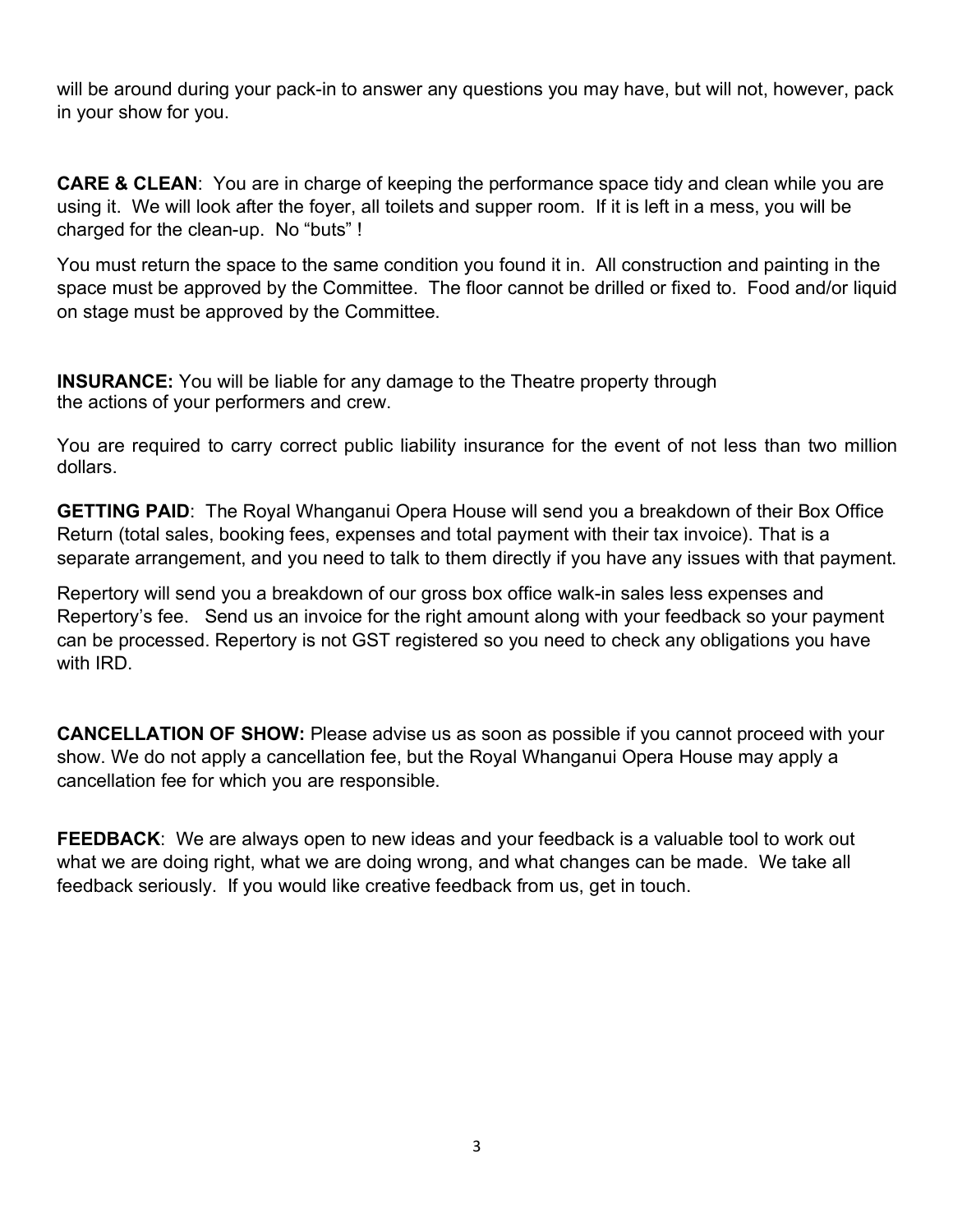will be around during your pack-in to answer any questions you may have, but will not, however, pack in your show for you.

**CARE & CLEAN**: You are in charge of keeping the performance space tidy and clean while you are using it. We will look after the foyer, all toilets and supper room. If it is left in a mess, you will be charged for the clean-up. No "buts" !

You must return the space to the same condition you found it in. All construction and painting in the space must be approved by the Committee. The floor cannot be drilled or fixed to. Food and/or liquid on stage must be approved by the Committee.

**INSURANCE:** You will be liable for any damage to the Theatre property through the actions of your performers and crew.

You are required to carry correct public liability insurance for the event of not less than two million dollars.

**GETTING PAID**: The Royal Whanganui Opera House will send you a breakdown of their Box Office Return (total sales, booking fees, expenses and total payment with their tax invoice). That is a separate arrangement, and you need to talk to them directly if you have any issues with that payment.

Repertory will send you a breakdown of our gross box office walk-in sales less expenses and Repertory's fee. Send us an invoice for the right amount along with your feedback so your payment can be processed. Repertory is not GST registered so you need to check any obligations you have with IRD.

**CANCELLATION OF SHOW:** Please advise us as soon as possible if you cannot proceed with your show. We do not apply a cancellation fee, but the Royal Whanganui Opera House may apply a cancellation fee for which you are responsible.

**FEEDBACK**: We are always open to new ideas and your feedback is a valuable tool to work out what we are doing right, what we are doing wrong, and what changes can be made. We take all feedback seriously. If you would like creative feedback from us, get in touch.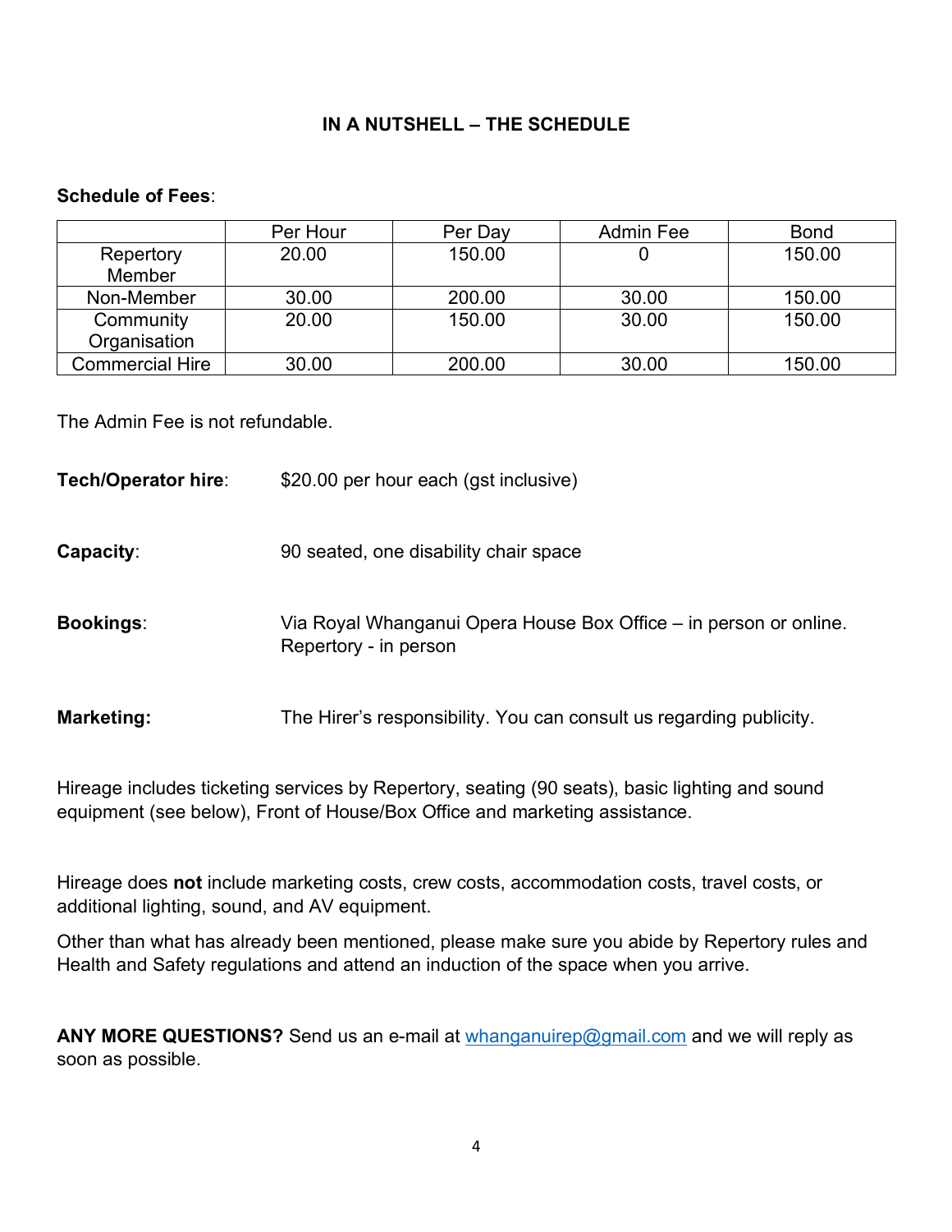## IN A NUTSHELL – THE SCHEDULE

**Schedule of Fees**:

| | Per Hour | Per Day | Admin Fee | Bond |
|---|---|---|---|---|
| Repertory Member | 20.00 | 150.00 | 0 | 150.00 |
| Non-Member | 30.00 | 200.00 | 30.00 | 150.00 |
| Community Organisation | 20.00 | 150.00 | 30.00 | 150.00 |
| Commercial Hire | 30.00 | 200.00 | 30.00 | 150.00 |

The Admin Fee is not refundable.

**Tech/Operator hire**: $20.00 per hour each (gst inclusive)

**Capacity**: 90 seated, one disability chair space

**Bookings**: Via Royal Whanganui Opera House Box Office – in person or online. Repertory - in person

**Marketing:** The Hirer's responsibility. You can consult us regarding publicity.

Hireage includes ticketing services by Repertory, seating (90 seats), basic lighting and sound equipment (see below), Front of House/Box Office and marketing assistance.

Hireage does **not** include marketing costs, crew costs, accommodation costs, travel costs, or additional lighting, sound, and AV equipment.

Other than what has already been mentioned, please make sure you abide by Repertory rules and Health and Safety regulations and attend an induction of the space when you arrive.

**ANY MORE QUESTIONS?** Send us an e-mail at whanganuirep@gmail.com and we will reply as soon as possible.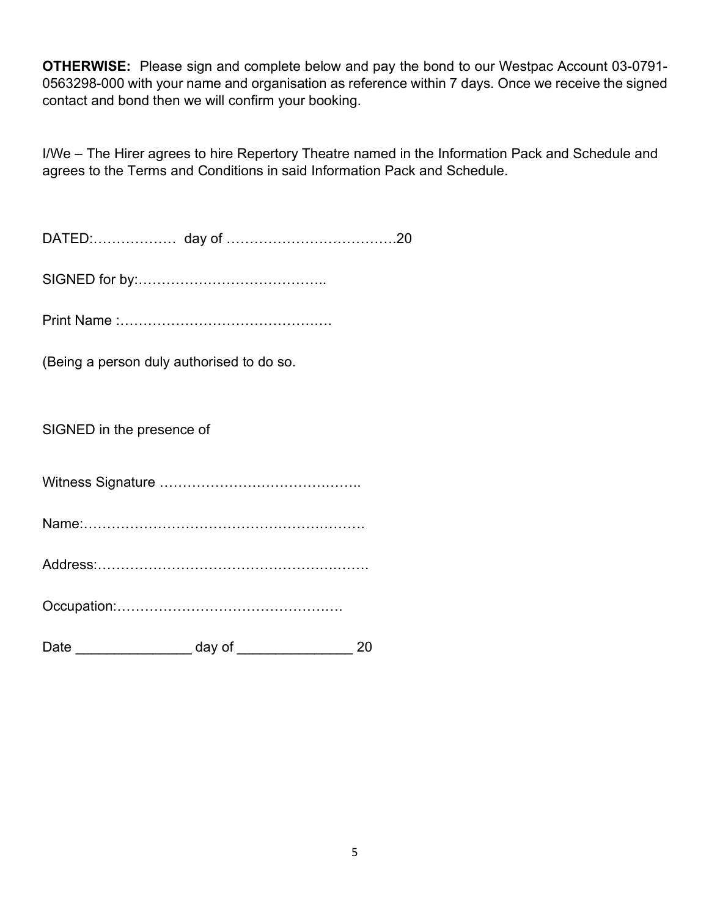**OTHERWISE:** Please sign and complete below and pay the bond to our Westpac Account 03-0791-0563298-000 with your name and organisation as reference within 7 days. Once we receive the signed contact and bond then we will confirm your booking.

I/We – The Hirer agrees to hire Repertory Theatre named in the Information Pack and Schedule and agrees to the Terms and Conditions in said Information Pack and Schedule.

DATED:……………… day of ……………………………….20

SIGNED for by:…………………………………..

Print Name :……………………………………….

(Being a person duly authorised to do so.

SIGNED in the presence of

Witness Signature ……………………………………..

Name:…………………………………………………….

Address:………………………………………………….

Occupation:………………………………………….

Date _______________ day of _______________ 20